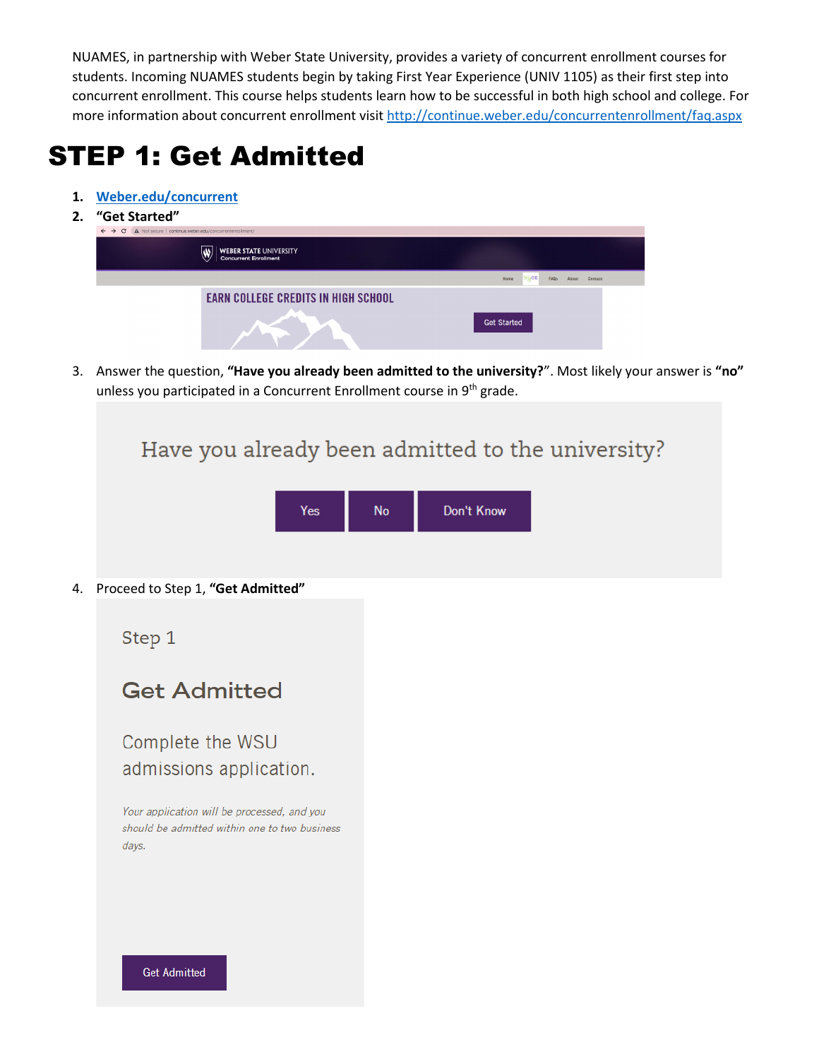NUAMES, in partnership with Weber State University, provides a variety of concurrent enrollment courses for students. Incoming NUAMES students begin by taking First Year Experience (UNIV 1105) as their first step into concurrent enrollment. This course helps students learn how to be successful in both high school and college. For more information about concurrent enrollment visit http://continue.weber.edu/concurrentenrollment/faq.aspx

# STEP 1: Get Admitted

1. **Weber.edu/concurrent**
2. **"Get Started"**
3. Answer the question, **"Have you already been admitted to the university?"**. Most likely your answer is **"no"** unless you participated in a Concurrent Enrollment course in 9th grade.
4. Proceed to Step 1, **"Get Admitted"**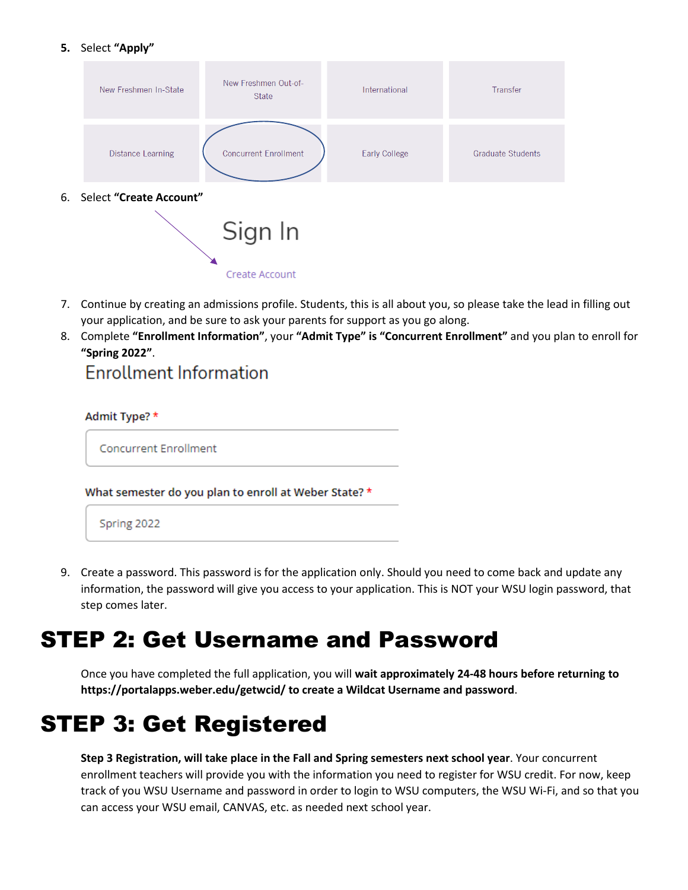5. Select **"Apply"**

| | | | |
|---|---|---|---|
| New Freshmen In-State | New Freshmen Out-of-State | International | Transfer |
| Distance Learning | Concurrent Enrollment | Early College | Graduate Students |

6. Select **"Create Account"**

Sign In

Create Account

7. Continue by creating an admissions profile. Students, this is all about you, so please take the lead in filling out your application, and be sure to ask your parents for support as you go along.
8. Complete **"Enrollment Information"**, your **"Admit Type" is "Concurrent Enrollment"** and you plan to enroll for **"Spring 2022"**.

Enrollment Information

Admit Type? *

Concurrent Enrollment

What semester do you plan to enroll at Weber State? *

Spring 2022

9. Create a password. This password is for the application only. Should you need to come back and update any information, the password will give you access to your application. This is NOT your WSU login password, that step comes later.

# STEP 2: Get Username and Password

Once you have completed the full application, you will **wait approximately 24-48 hours before returning to https://portalapps.weber.edu/getwcid/ to create a Wildcat Username and password**.

# STEP 3: Get Registered

**Step 3 Registration, will take place in the Fall and Spring semesters next school year**. Your concurrent enrollment teachers will provide you with the information you need to register for WSU credit. For now, keep track of you WSU Username and password in order to login to WSU computers, the WSU Wi-Fi, and so that you can access your WSU email, CANVAS, etc. as needed next school year.